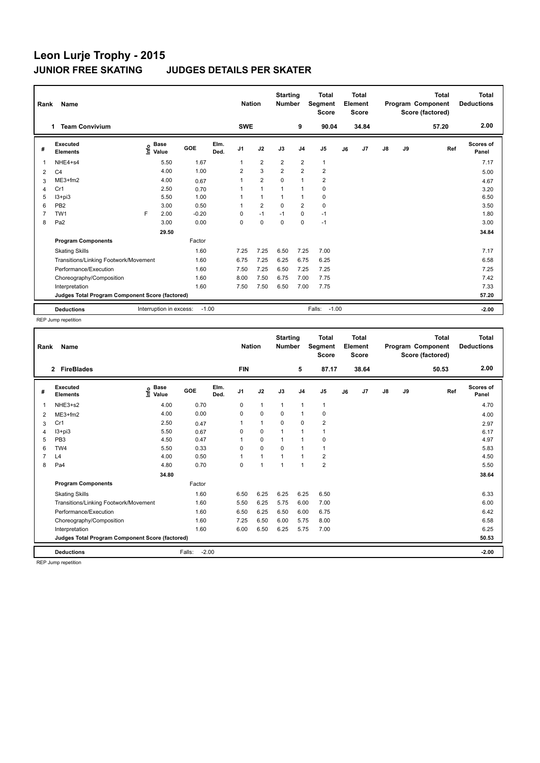# Leon Lurje Trophy - 2015

## JUNIOR FREE SKATING JUDGES DETAILS PER SKATER

| Rank | Name | Nation | Starting Number | Total Segment Score | Total Element Score | Total Program Component Score (factored) | Total Deductions |
|---|---|---|---|---|---|---|---|
| 1 | Team Convivium | SWE | 9 | 90.04 | 34.84 | 57.20 | 2.00 |

| # | Executed Elements | Info | Base Value | GOE | Elm. Ded. | J1 | J2 | J3 | J4 | J5 | J6 | J7 | J8 | J9 | Ref | Scores of Panel |
|---|---|---|---|---|---|---|---|---|---|---|---|---|---|---|---|---|
| 1 | NHE4+s4 | | 5.50 | 1.67 | | 1 | 2 | 2 | 2 | 1 | | | | | | 7.17 |
| 2 | C4 | | 4.00 | 1.00 | | 2 | 3 | 2 | 2 | 2 | | | | | | 5.00 |
| 3 | ME3+fm2 | | 4.00 | 0.67 | | 1 | 2 | 0 | 1 | 2 | | | | | | 4.67 |
| 4 | Cr1 | | 2.50 | 0.70 | | 1 | 1 | 1 | 1 | 0 | | | | | | 3.20 |
| 5 | I3+pi3 | | 5.50 | 1.00 | | 1 | 1 | 1 | 1 | 0 | | | | | | 6.50 |
| 6 | PB2 | | 3.00 | 0.50 | | 1 | 2 | 0 | 2 | 0 | | | | | | 3.50 |
| 7 | TW1 | F | 2.00 | -0.20 | | 0 | -1 | -1 | 0 | -1 | | | | | | 1.80 |
| 8 | Pa2 | | 3.00 | 0.00 | | 0 | 0 | 0 | 0 | -1 | | | | | | 3.00 |
| | | | 29.50 | | | | | | | | | | | | | 34.84 |

| Program Components | Factor | J1 | J2 | J3 | J4 | J5 | J6 | J7 | J8 | J9 | | Scores of Panel |
|---|---|---|---|---|---|---|---|---|---|---|---|---|
| Skating Skills | 1.60 | 7.25 | 7.25 | 6.50 | 7.25 | 7.00 | | | | | | 7.17 |
| Transitions/Linking Footwork/Movement | 1.60 | 6.75 | 7.25 | 6.25 | 6.75 | 6.25 | | | | | | 6.58 |
| Performance/Execution | 1.60 | 7.50 | 7.25 | 6.50 | 7.25 | 7.25 | | | | | | 7.25 |
| Choreography/Composition | 1.60 | 8.00 | 7.50 | 6.75 | 7.00 | 7.75 | | | | | | 7.42 |
| Interpretation | 1.60 | 7.50 | 7.50 | 6.50 | 7.00 | 7.75 | | | | | | 7.33 |
| Judges Total Program Component Score (factored) | | | | | | | | | | | | 57.20 |

| Deductions | Interruption in excess: -1.00 | Falls: -1.00 | -2.00 |
|---|---|---|---|

REP Jump repetition

| Rank | Name | Nation | Starting Number | Total Segment Score | Total Element Score | Total Program Component Score (factored) | Total Deductions |
|---|---|---|---|---|---|---|---|
| 2 | FireBlades | FIN | 5 | 87.17 | 38.64 | 50.53 | 2.00 |

| # | Executed Elements | Info | Base Value | GOE | Elm. Ded. | J1 | J2 | J3 | J4 | J5 | J6 | J7 | J8 | J9 | Ref | Scores of Panel |
|---|---|---|---|---|---|---|---|---|---|---|---|---|---|---|---|---|
| 1 | NHE3+s2 | | 4.00 | 0.70 | | 0 | 1 | 1 | 1 | 1 | | | | | | 4.70 |
| 2 | ME3+fm2 | | 4.00 | 0.00 | | 0 | 0 | 0 | 1 | 0 | | | | | | 4.00 |
| 3 | Cr1 | | 2.50 | 0.47 | | 1 | 1 | 0 | 0 | 2 | | | | | | 2.97 |
| 4 | I3+pi3 | | 5.50 | 0.67 | | 0 | 0 | 1 | 1 | 1 | | | | | | 6.17 |
| 5 | PB3 | | 4.50 | 0.47 | | 1 | 0 | 1 | 1 | 0 | | | | | | 4.97 |
| 6 | TW4 | | 5.50 | 0.33 | | 0 | 0 | 0 | 1 | 1 | | | | | | 5.83 |
| 7 | L4 | | 4.00 | 0.50 | | 1 | 1 | 1 | 1 | 2 | | | | | | 4.50 |
| 8 | Pa4 | | 4.80 | 0.70 | | 0 | 1 | 1 | 1 | 2 | | | | | | 5.50 |
| | | | 34.80 | | | | | | | | | | | | | 38.64 |

| Program Components | Factor | J1 | J2 | J3 | J4 | J5 | J6 | J7 | J8 | J9 | | Scores of Panel |
|---|---|---|---|---|---|---|---|---|---|---|---|---|
| Skating Skills | 1.60 | 6.50 | 6.25 | 6.25 | 6.25 | 6.50 | | | | | | 6.33 |
| Transitions/Linking Footwork/Movement | 1.60 | 5.50 | 6.25 | 5.75 | 6.00 | 7.00 | | | | | | 6.00 |
| Performance/Execution | 1.60 | 6.50 | 6.25 | 6.50 | 6.00 | 6.75 | | | | | | 6.42 |
| Choreography/Composition | 1.60 | 7.25 | 6.50 | 6.00 | 5.75 | 8.00 | | | | | | 6.58 |
| Interpretation | 1.60 | 6.00 | 6.50 | 6.25 | 5.75 | 7.00 | | | | | | 6.25 |
| Judges Total Program Component Score (factored) | | | | | | | | | | | | 50.53 |

| Deductions | Falls: -2.00 | -2.00 |
|---|---|---|

REP Jump repetition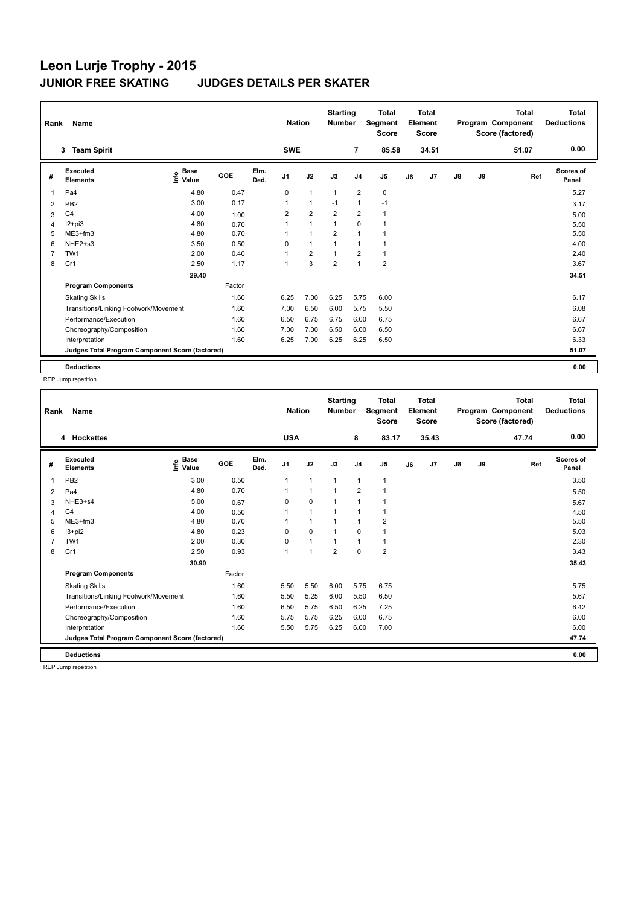# Leon Lurje Trophy - 2015

## JUNIOR FREE SKATING JUDGES DETAILS PER SKATER

| Rank | Name | Nation | Starting Number | Total Segment Score | Total Element Score | Total Program Component Score (factored) | Total Deductions |
|---|---|---|---|---|---|---|---|
| 3 | Team Spirit | SWE | 7 | 85.58 | 34.51 | 51.07 | 0.00 |

| # | Executed Elements | Info | Base Value | GOE | Elm. Ded. | J1 | J2 | J3 | J4 | J5 | J6 | J7 | J8 | J9 | Ref | Scores of Panel |
|---|---|---|---|---|---|---|---|---|---|---|---|---|---|---|---|---|
| 1 | Pa4 | | 4.80 | 0.47 | | 0 | 1 | 1 | 2 | 0 | | | | | | 5.27 |
| 2 | PB2 | | 3.00 | 0.17 | | 1 | 1 | -1 | 1 | -1 | | | | | | 3.17 |
| 3 | C4 | | 4.00 | 1.00 | | 2 | 2 | 2 | 2 | 1 | | | | | | 5.00 |
| 4 | I2+pi3 | | 4.80 | 0.70 | | 1 | 1 | 1 | 0 | 1 | | | | | | 5.50 |
| 5 | ME3+fm3 | | 4.80 | 0.70 | | 1 | 1 | 2 | 1 | 1 | | | | | | 5.50 |
| 6 | NHE2+s3 | | 3.50 | 0.50 | | 0 | 1 | 1 | 1 | 1 | | | | | | 4.00 |
| 7 | TW1 | | 2.00 | 0.40 | | 1 | 2 | 1 | 2 | 1 | | | | | | 2.40 |
| 8 | Cr1 | | 2.50 | 1.17 | | 1 | 3 | 2 | 1 | 2 | | | | | | 3.67 |
| | | | 29.40 | | | | | | | | | | | | | 34.51 |
| | **Program Components** | | | Factor | | | | | | | | | | | | |
| | Skating Skills | | | 1.60 | | 6.25 | 7.00 | 6.25 | 5.75 | 6.00 | | | | | | 6.17 |
| | Transitions/Linking Footwork/Movement | | | 1.60 | | 7.00 | 6.50 | 6.00 | 5.75 | 5.50 | | | | | | 6.08 |
| | Performance/Execution | | | 1.60 | | 6.50 | 6.75 | 6.75 | 6.00 | 6.75 | | | | | | 6.67 |
| | Choreography/Composition | | | 1.60 | | 7.00 | 7.00 | 6.50 | 6.00 | 6.50 | | | | | | 6.67 |
| | Interpretation | | | 1.60 | | 6.25 | 7.00 | 6.25 | 6.25 | 6.50 | | | | | | 6.33 |
| | **Judges Total Program Component Score (factored)** | | | | | | | | | | | | | | | 51.07 |
| | **Deductions** | | | | | | | | | | | | | | | 0.00 |

REP Jump repetition

| Rank | Name | Nation | Starting Number | Total Segment Score | Total Element Score | Total Program Component Score (factored) | Total Deductions |
|---|---|---|---|---|---|---|---|
| 4 | Hockettes | USA | 8 | 83.17 | 35.43 | 47.74 | 0.00 |

| # | Executed Elements | Info | Base Value | GOE | Elm. Ded. | J1 | J2 | J3 | J4 | J5 | J6 | J7 | J8 | J9 | Ref | Scores of Panel |
|---|---|---|---|---|---|---|---|---|---|---|---|---|---|---|---|---|
| 1 | PB2 | | 3.00 | 0.50 | | 1 | 1 | 1 | 1 | 1 | | | | | | 3.50 |
| 2 | Pa4 | | 4.80 | 0.70 | | 1 | 1 | 1 | 2 | 1 | | | | | | 5.50 |
| 3 | NHE3+s4 | | 5.00 | 0.67 | | 0 | 0 | 1 | 1 | 1 | | | | | | 5.67 |
| 4 | C4 | | 4.00 | 0.50 | | 1 | 1 | 1 | 1 | 1 | | | | | | 4.50 |
| 5 | ME3+fm3 | | 4.80 | 0.70 | | 1 | 1 | 1 | 1 | 2 | | | | | | 5.50 |
| 6 | I3+pi2 | | 4.80 | 0.23 | | 0 | 0 | 1 | 0 | 1 | | | | | | 5.03 |
| 7 | TW1 | | 2.00 | 0.30 | | 0 | 1 | 1 | 1 | 1 | | | | | | 2.30 |
| 8 | Cr1 | | 2.50 | 0.93 | | 1 | 1 | 2 | 0 | 2 | | | | | | 3.43 |
| | | | 30.90 | | | | | | | | | | | | | 35.43 |
| | **Program Components** | | | Factor | | | | | | | | | | | | |
| | Skating Skills | | | 1.60 | | 5.50 | 5.50 | 6.00 | 5.75 | 6.75 | | | | | | 5.75 |
| | Transitions/Linking Footwork/Movement | | | 1.60 | | 5.50 | 5.25 | 6.00 | 5.50 | 6.50 | | | | | | 5.67 |
| | Performance/Execution | | | 1.60 | | 6.50 | 5.75 | 6.50 | 6.25 | 7.25 | | | | | | 6.42 |
| | Choreography/Composition | | | 1.60 | | 5.75 | 5.75 | 6.25 | 6.00 | 6.75 | | | | | | 6.00 |
| | Interpretation | | | 1.60 | | 5.50 | 5.75 | 6.25 | 6.00 | 7.00 | | | | | | 6.00 |
| | **Judges Total Program Component Score (factored)** | | | | | | | | | | | | | | | 47.74 |
| | **Deductions** | | | | | | | | | | | | | | | 0.00 |

REP Jump repetition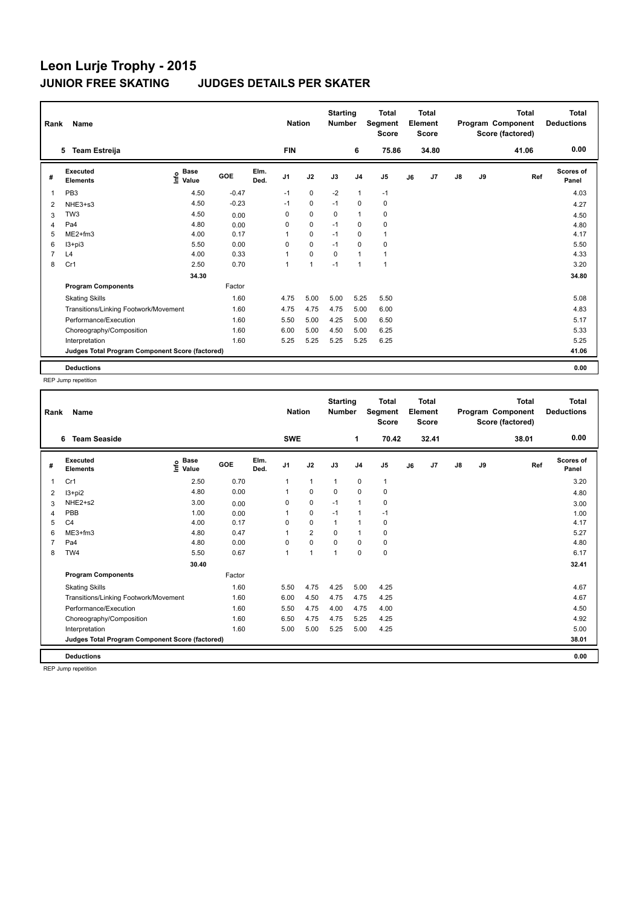# Leon Lurje Trophy - 2015

## JUNIOR FREE SKATING JUDGES DETAILS PER SKATER

| Rank | Name | Nation | Starting Number | Total Segment Score | Total Element Score | Total Program Component Score (factored) | Total Deductions |
|---|---|---|---|---|---|---|---|
| 5 | Team Estreija | FIN | 6 | 75.86 | 34.80 | 41.06 | 0.00 |

| # | Executed Elements | Info | Base Value | GOE | Elm. Ded. | J1 | J2 | J3 | J4 | J5 | J6 | J7 | J8 | J9 | Ref | Scores of Panel |
|---|---|---|---|---|---|---|---|---|---|---|---|---|---|---|---|---|
| 1 | PB3 | | 4.50 | -0.47 | | -1 | 0 | -2 | 1 | -1 | | | | | | 4.03 |
| 2 | NHE3+s3 | | 4.50 | -0.23 | | -1 | 0 | -1 | 0 | 0 | | | | | | 4.27 |
| 3 | TW3 | | 4.50 | 0.00 | | 0 | 0 | 0 | 1 | 0 | | | | | | 4.50 |
| 4 | Pa4 | | 4.80 | 0.00 | | 0 | 0 | -1 | 0 | 0 | | | | | | 4.80 |
| 5 | ME2+fm3 | | 4.00 | 0.17 | | 1 | 0 | -1 | 0 | 1 | | | | | | 4.17 |
| 6 | I3+pi3 | | 5.50 | 0.00 | | 0 | 0 | -1 | 0 | 0 | | | | | | 5.50 |
| 7 | L4 | | 4.00 | 0.33 | | 1 | 0 | 0 | 1 | 1 | | | | | | 4.33 |
| 8 | Cr1 | | 2.50 | 0.70 | | 1 | 1 | -1 | 1 | 1 | | | | | | 3.20 |
| | | | 34.30 | | | | | | | | | | | | | 34.80 |
| | **Program Components** | | | Factor | | | | | | | | | | | | |
| | Skating Skills | | | 1.60 | | 4.75 | 5.00 | 5.00 | 5.25 | 5.50 | | | | | | 5.08 |
| | Transitions/Linking Footwork/Movement | | | 1.60 | | 4.75 | 4.75 | 4.75 | 5.00 | 6.00 | | | | | | 4.83 |
| | Performance/Execution | | | 1.60 | | 5.50 | 5.00 | 4.25 | 5.00 | 6.50 | | | | | | 5.17 |
| | Choreography/Composition | | | 1.60 | | 6.00 | 5.00 | 4.50 | 5.00 | 6.25 | | | | | | 5.33 |
| | Interpretation | | | 1.60 | | 5.25 | 5.25 | 5.25 | 5.25 | 6.25 | | | | | | 5.25 |
| | **Judges Total Program Component Score (factored)** | | | | | | | | | | | | | | | 41.06 |
| | **Deductions** | | | | | | | | | | | | | | | 0.00 |

REP Jump repetition

| Rank | Name | Nation | Starting Number | Total Segment Score | Total Element Score | Total Program Component Score (factored) | Total Deductions |
|---|---|---|---|---|---|---|---|
| 6 | Team Seaside | SWE | 1 | 70.42 | 32.41 | 38.01 | 0.00 |

| # | Executed Elements | Info | Base Value | GOE | Elm. Ded. | J1 | J2 | J3 | J4 | J5 | J6 | J7 | J8 | J9 | Ref | Scores of Panel |
|---|---|---|---|---|---|---|---|---|---|---|---|---|---|---|---|---|
| 1 | Cr1 | | 2.50 | 0.70 | | 1 | 1 | 1 | 0 | 1 | | | | | | 3.20 |
| 2 | I3+pi2 | | 4.80 | 0.00 | | 1 | 0 | 0 | 0 | 0 | | | | | | 4.80 |
| 3 | NHE2+s2 | | 3.00 | 0.00 | | 0 | 0 | -1 | 1 | 0 | | | | | | 3.00 |
| 4 | PBB | | 1.00 | 0.00 | | 1 | 0 | -1 | 1 | -1 | | | | | | 1.00 |
| 5 | C4 | | 4.00 | 0.17 | | 0 | 0 | 1 | 1 | 0 | | | | | | 4.17 |
| 6 | ME3+fm3 | | 4.80 | 0.47 | | 1 | 2 | 0 | 1 | 0 | | | | | | 5.27 |
| 7 | Pa4 | | 4.80 | 0.00 | | 0 | 0 | 0 | 0 | 0 | | | | | | 4.80 |
| 8 | TW4 | | 5.50 | 0.67 | | 1 | 1 | 1 | 0 | 0 | | | | | | 6.17 |
| | | | 30.40 | | | | | | | | | | | | | 32.41 |
| | **Program Components** | | | Factor | | | | | | | | | | | | |
| | Skating Skills | | | 1.60 | | 5.50 | 4.75 | 4.25 | 5.00 | 4.25 | | | | | | 4.67 |
| | Transitions/Linking Footwork/Movement | | | 1.60 | | 6.00 | 4.50 | 4.75 | 4.75 | 4.25 | | | | | | 4.67 |
| | Performance/Execution | | | 1.60 | | 5.50 | 4.75 | 4.00 | 4.75 | 4.00 | | | | | | 4.50 |
| | Choreography/Composition | | | 1.60 | | 6.50 | 4.75 | 4.75 | 5.25 | 4.25 | | | | | | 4.92 |
| | Interpretation | | | 1.60 | | 5.00 | 5.00 | 5.25 | 5.00 | 4.25 | | | | | | 5.00 |
| | **Judges Total Program Component Score (factored)** | | | | | | | | | | | | | | | 38.01 |
| | **Deductions** | | | | | | | | | | | | | | | 0.00 |

REP Jump repetition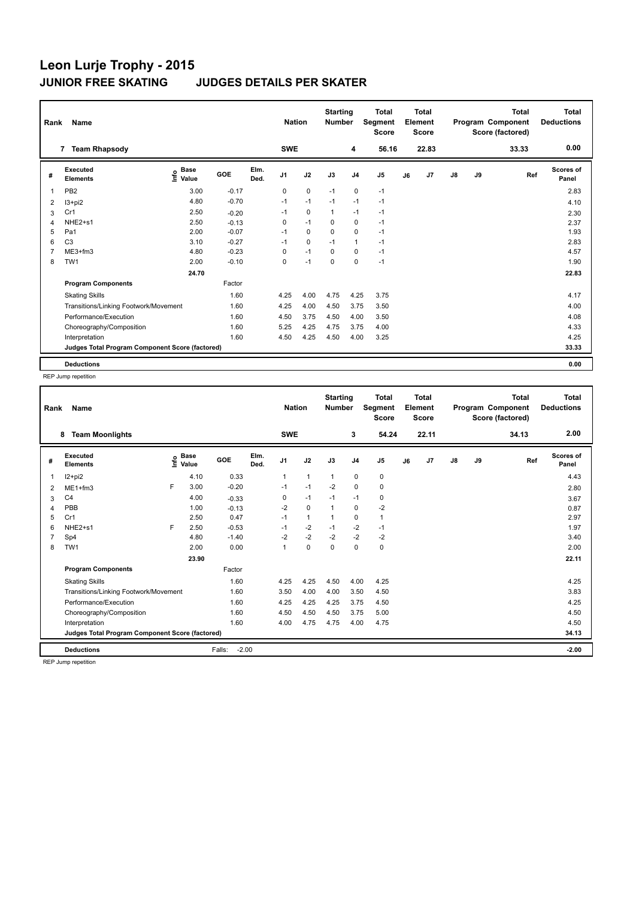# Leon Lurje Trophy - 2015

## JUNIOR FREE SKATING JUDGES DETAILS PER SKATER

| Rank | Name | Nation | Starting Number | Total Segment Score | Total Element Score | Total Program Component Score (factored) | Total Deductions |
|---|---|---|---|---|---|---|---|
| 7 | Team Rhapsody | SWE | 4 | 56.16 | 22.83 | 33.33 | 0.00 |

| # | Executed Elements | Info | Base Value | GOE | Elm. Ded. | J1 | J2 | J3 | J4 | J5 | J6 | J7 | J8 | J9 | Ref | Scores of Panel |
|---|---|---|---|---|---|---|---|---|---|---|---|---|---|---|---|---|
| 1 | PB2 | | 3.00 | -0.17 | | 0 | 0 | -1 | 0 | -1 | | | | | | 2.83 |
| 2 | I3+pi2 | | 4.80 | -0.70 | | -1 | -1 | -1 | -1 | -1 | | | | | | 4.10 |
| 3 | Cr1 | | 2.50 | -0.20 | | -1 | 0 | 1 | -1 | -1 | | | | | | 2.30 |
| 4 | NHE2+s1 | | 2.50 | -0.13 | | 0 | -1 | 0 | 0 | -1 | | | | | | 2.37 |
| 5 | Pa1 | | 2.00 | -0.07 | | -1 | 0 | 0 | 0 | -1 | | | | | | 1.93 |
| 6 | C3 | | 3.10 | -0.27 | | -1 | 0 | -1 | 1 | -1 | | | | | | 2.83 |
| 7 | ME3+fm3 | | 4.80 | -0.23 | | 0 | -1 | 0 | 0 | -1 | | | | | | 4.57 |
| 8 | TW1 | | 2.00 | -0.10 | | 0 | -1 | 0 | 0 | -1 | | | | | | 1.90 |
| | | | 24.70 | | | | | | | | | | | | | 22.83 |
| | **Program Components** | | | Factor | | | | | | | | | | | | |
| | Skating Skills | | | 1.60 | | 4.25 | 4.00 | 4.75 | 4.25 | 3.75 | | | | | | 4.17 |
| | Transitions/Linking Footwork/Movement | | | 1.60 | | 4.25 | 4.00 | 4.50 | 3.75 | 3.50 | | | | | | 4.00 |
| | Performance/Execution | | | 1.60 | | 4.50 | 3.75 | 4.50 | 4.00 | 3.50 | | | | | | 4.08 |
| | Choreography/Composition | | | 1.60 | | 5.25 | 4.25 | 4.75 | 3.75 | 4.00 | | | | | | 4.33 |
| | Interpretation | | | 1.60 | | 4.50 | 4.25 | 4.50 | 4.00 | 3.25 | | | | | | 4.25 |
| | **Judges Total Program Component Score (factored)** | | | | | | | | | | | | | | | 33.33 |
| | **Deductions** | | | | | | | | | | | | | | | 0.00 |

REP Jump repetition

| Rank | Name | Nation | Starting Number | Total Segment Score | Total Element Score | Total Program Component Score (factored) | Total Deductions |
|---|---|---|---|---|---|---|---|
| 8 | Team Moonlights | SWE | 3 | 54.24 | 22.11 | 34.13 | 2.00 |

| # | Executed Elements | Info | Base Value | GOE | Elm. Ded. | J1 | J2 | J3 | J4 | J5 | J6 | J7 | J8 | J9 | Ref | Scores of Panel |
|---|---|---|---|---|---|---|---|---|---|---|---|---|---|---|---|---|
| 1 | I2+pi2 | | 4.10 | 0.33 | | 1 | 1 | 1 | 0 | 0 | | | | | | 4.43 |
| 2 | ME1+fm3 | F | 3.00 | -0.20 | | -1 | -1 | -2 | 0 | 0 | | | | | | 2.80 |
| 3 | C4 | | 4.00 | -0.33 | | 0 | -1 | -1 | -1 | 0 | | | | | | 3.67 |
| 4 | PBB | | 1.00 | -0.13 | | -2 | 0 | 1 | 0 | -2 | | | | | | 0.87 |
| 5 | Cr1 | | 2.50 | 0.47 | | -1 | 1 | 1 | 0 | 1 | | | | | | 2.97 |
| 6 | NHE2+s1 | F | 2.50 | -0.53 | | -1 | -2 | -1 | -2 | -1 | | | | | | 1.97 |
| 7 | Sp4 | | 4.80 | -1.40 | | -2 | -2 | -2 | -2 | -2 | | | | | | 3.40 |
| 8 | TW1 | | 2.00 | 0.00 | | 1 | 0 | 0 | 0 | 0 | | | | | | 2.00 |
| | | | 23.90 | | | | | | | | | | | | | 22.11 |
| | **Program Components** | | | Factor | | | | | | | | | | | | |
| | Skating Skills | | | 1.60 | | 4.25 | 4.25 | 4.50 | 4.00 | 4.25 | | | | | | 4.25 |
| | Transitions/Linking Footwork/Movement | | | 1.60 | | 3.50 | 4.00 | 4.00 | 3.50 | 4.50 | | | | | | 3.83 |
| | Performance/Execution | | | 1.60 | | 4.25 | 4.25 | 4.25 | 3.75 | 4.50 | | | | | | 4.25 |
| | Choreography/Composition | | | 1.60 | | 4.50 | 4.50 | 4.50 | 3.75 | 5.00 | | | | | | 4.50 |
| | Interpretation | | | 1.60 | | 4.00 | 4.75 | 4.75 | 4.00 | 4.75 | | | | | | 4.50 |
| | **Judges Total Program Component Score (factored)** | | | | | | | | | | | | | | | 34.13 |
| | **Deductions** | | Falls: | -2.00 | | | | | | | | | | | | -2.00 |

REP Jump repetition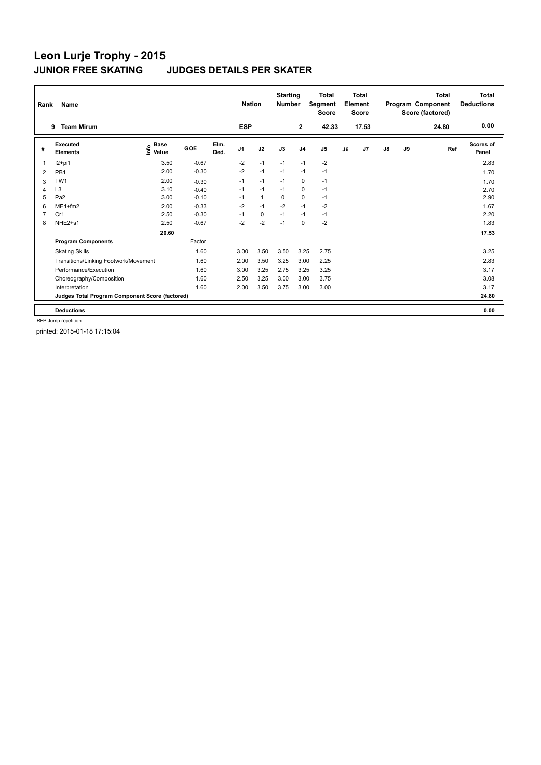# Leon Lurje Trophy - 2015

## JUNIOR FREE SKATING JUDGES DETAILS PER SKATER

| Rank | Name | Nation | Starting Number | Total Segment Score | Total Element Score | Total Program Component Score (factored) | Total Deductions |
|---|---|---|---|---|---|---|---|
| 9 | Team Mirum | ESP | 2 | 42.33 | 17.53 | 24.80 | 0.00 |

| # | Executed Elements | Info | Base Value | GOE | Elm. Ded. | J1 | J2 | J3 | J4 | J5 | J6 | J7 | J8 | J9 | Ref | Scores of Panel |
|---|---|---|---|---|---|---|---|---|---|---|---|---|---|---|---|---|
| 1 | I2+pi1 | | 3.50 | -0.67 | | -2 | -1 | -1 | -1 | -2 | | | | | | 2.83 |
| 2 | PB1 | | 2.00 | -0.30 | | -2 | -1 | -1 | -1 | -1 | | | | | | 1.70 |
| 3 | TW1 | | 2.00 | -0.30 | | -1 | -1 | -1 | 0 | -1 | | | | | | 1.70 |
| 4 | L3 | | 3.10 | -0.40 | | -1 | -1 | -1 | 0 | -1 | | | | | | 2.70 |
| 5 | Pa2 | | 3.00 | -0.10 | | -1 | 1 | 0 | 0 | -1 | | | | | | 2.90 |
| 6 | ME1+fm2 | | 2.00 | -0.33 | | -2 | -1 | -2 | -1 | -2 | | | | | | 1.67 |
| 7 | Cr1 | | 2.50 | -0.30 | | -1 | 0 | -1 | -1 | -1 | | | | | | 2.20 |
| 8 | NHE2+s1 | | 2.50 | -0.67 | | -2 | -2 | -1 | 0 | -2 | | | | | | 1.83 |
| | | | 20.60 | | | | | | | | | | | | | 17.53 |
| | **Program Components** | | | Factor | | | | | | | | | | | | |
| | Skating Skills | | | 1.60 | | 3.00 | 3.50 | 3.50 | 3.25 | 2.75 | | | | | | 3.25 |
| | Transitions/Linking Footwork/Movement | | | 1.60 | | 2.00 | 3.50 | 3.25 | 3.00 | 2.25 | | | | | | 2.83 |
| | Performance/Execution | | | 1.60 | | 3.00 | 3.25 | 2.75 | 3.25 | 3.25 | | | | | | 3.17 |
| | Choreography/Composition | | | 1.60 | | 2.50 | 3.25 | 3.00 | 3.00 | 3.75 | | | | | | 3.08 |
| | Interpretation | | | 1.60 | | 2.00 | 3.50 | 3.75 | 3.00 | 3.00 | | | | | | 3.17 |
| | **Judges Total Program Component Score (factored)** | | | | | | | | | | | | | | | 24.80 |
| | **Deductions** | | | | | | | | | | | | | | | 0.00 |

REP Jump repetition

printed: 2015-01-18 17:15:04